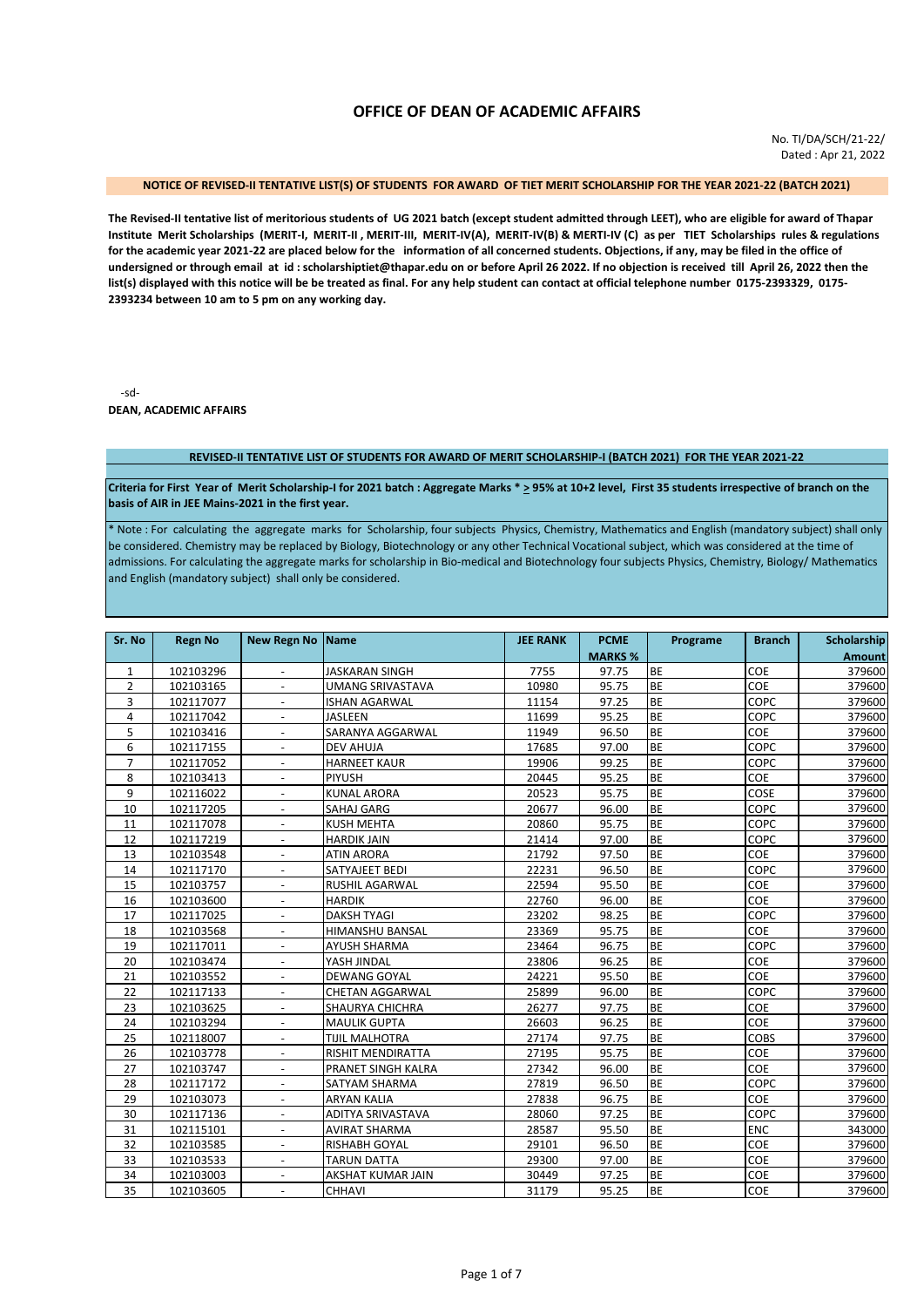# OFFICE OF DEAN OF ACADEMIC AFFAIRS

No. TI/DA/SCH/21-22/
Dated : Apr 21, 2022

**NOTICE OF REVISED-II TENTATIVE LIST(S) OF STUDENTS FOR AWARD OF TIET MERIT SCHOLARSHIP FOR THE YEAR 2021-22 (BATCH 2021)**

**The Revised-II tentative list of meritorious students of UG 2021 batch (except student admitted through LEET), who are eligible for award of Thapar Institute Merit Scholarships (MERIT-I, MERIT-II , MERIT-III, MERIT-IV(A), MERIT-IV(B) & MERTI-IV (C) as per TIET Scholarships rules & regulations for the academic year 2021-22 are placed below for the information of all concerned students. Objections, if any, may be filed in the office of undersigned or through email at id : scholarshiptiet@thapar.edu on or before April 26 2022. If no objection is received till April 26, 2022 then the list(s) displayed with this notice will be be treated as final. For any help student can contact at official telephone number 0175-2393329, 0175-2393234 between 10 am to 5 pm on any working day.**

-sd-
**DEAN, ACADEMIC AFFAIRS**

**REVISED-II TENTATIVE LIST OF STUDENTS FOR AWARD OF MERIT SCHOLARSHIP-I (BATCH 2021) FOR THE YEAR 2021-22**

**Criteria for First Year of Merit Scholarship-I for 2021 batch : Aggregate Marks * ≥ 95% at 10+2 level, First 35 students irrespective of branch on the basis of AIR in JEE Mains-2021 in the first year.**

* Note : For calculating the aggregate marks for Scholarship, four subjects Physics, Chemistry, Mathematics and English (mandatory subject) shall only be considered. Chemistry may be replaced by Biology, Biotechnology or any other Technical Vocational subject, which was considered at the time of admissions. For calculating the aggregate marks for scholarship in Bio-medical and Biotechnology four subjects Physics, Chemistry, Biology/ Mathematics and English (mandatory subject) shall only be considered.

| Sr. No | Regn No | New Regn No | Name | JEE RANK | PCME MARKS % | Programe | Branch | Scholarship Amount |
|---|---|---|---|---|---|---|---|---|
| 1 | 102103296 | - | JASKARAN SINGH | 7755 | 97.75 | BE | COE | 379600 |
| 2 | 102103165 | - | UMANG SRIVASTAVA | 10980 | 95.75 | BE | COE | 379600 |
| 3 | 102117077 | - | ISHAN AGARWAL | 11154 | 97.25 | BE | COPC | 379600 |
| 4 | 102117042 | - | JASLEEN | 11699 | 95.25 | BE | COPC | 379600 |
| 5 | 102103416 | - | SARANYA AGGARWAL | 11949 | 96.50 | BE | COE | 379600 |
| 6 | 102117155 | - | DEV AHUJA | 17685 | 97.00 | BE | COPC | 379600 |
| 7 | 102117052 | - | HARNEET KAUR | 19906 | 99.25 | BE | COPC | 379600 |
| 8 | 102103413 | - | PIYUSH | 20445 | 95.25 | BE | COE | 379600 |
| 9 | 102116022 | - | KUNAL ARORA | 20523 | 95.75 | BE | COSE | 379600 |
| 10 | 102117205 | - | SAHAJ GARG | 20677 | 96.00 | BE | COPC | 379600 |
| 11 | 102117078 | - | KUSH MEHTA | 20860 | 95.75 | BE | COPC | 379600 |
| 12 | 102117219 | - | HARDIK JAIN | 21414 | 97.00 | BE | COPC | 379600 |
| 13 | 102103548 | - | ATIN ARORA | 21792 | 97.50 | BE | COE | 379600 |
| 14 | 102117170 | - | SATYAJEET BEDI | 22231 | 96.50 | BE | COPC | 379600 |
| 15 | 102103757 | - | RUSHIL AGARWAL | 22594 | 95.50 | BE | COE | 379600 |
| 16 | 102103600 | - | HARDIK | 22760 | 96.00 | BE | COE | 379600 |
| 17 | 102117025 | - | DAKSH TYAGI | 23202 | 98.25 | BE | COPC | 379600 |
| 18 | 102103568 | - | HIMANSHU BANSAL | 23369 | 95.75 | BE | COE | 379600 |
| 19 | 102117011 | - | AYUSH SHARMA | 23464 | 96.75 | BE | COPC | 379600 |
| 20 | 102103474 | - | YASH JINDAL | 23806 | 96.25 | BE | COE | 379600 |
| 21 | 102103552 | - | DEWANG GOYAL | 24221 | 95.50 | BE | COE | 379600 |
| 22 | 102117133 | - | CHETAN AGGARWAL | 25899 | 96.00 | BE | COPC | 379600 |
| 23 | 102103625 | - | SHAURYA CHICHRA | 26277 | 97.75 | BE | COE | 379600 |
| 24 | 102103294 | - | MAULIK GUPTA | 26603 | 96.25 | BE | COE | 379600 |
| 25 | 102118007 | - | TIJIL MALHOTRA | 27174 | 97.75 | BE | COBS | 379600 |
| 26 | 102103778 | - | RISHIT MENDIRATTA | 27195 | 95.75 | BE | COE | 379600 |
| 27 | 102103747 | - | PRANET SINGH KALRA | 27342 | 96.00 | BE | COE | 379600 |
| 28 | 102117172 | - | SATYAM SHARMA | 27819 | 96.50 | BE | COPC | 379600 |
| 29 | 102103073 | - | ARYAN KALIA | 27838 | 96.75 | BE | COE | 379600 |
| 30 | 102117136 | - | ADITYA SRIVASTAVA | 28060 | 97.25 | BE | COPC | 379600 |
| 31 | 102115101 | - | AVIRAT SHARMA | 28587 | 95.50 | BE | ENC | 343000 |
| 32 | 102103585 | - | RISHABH GOYAL | 29101 | 96.50 | BE | COE | 379600 |
| 33 | 102103533 | - | TARUN DATTA | 29300 | 97.00 | BE | COE | 379600 |
| 34 | 102103003 | - | AKSHAT KUMAR JAIN | 30449 | 97.25 | BE | COE | 379600 |
| 35 | 102103605 | - | CHHAVI | 31179 | 95.25 | BE | COE | 379600 |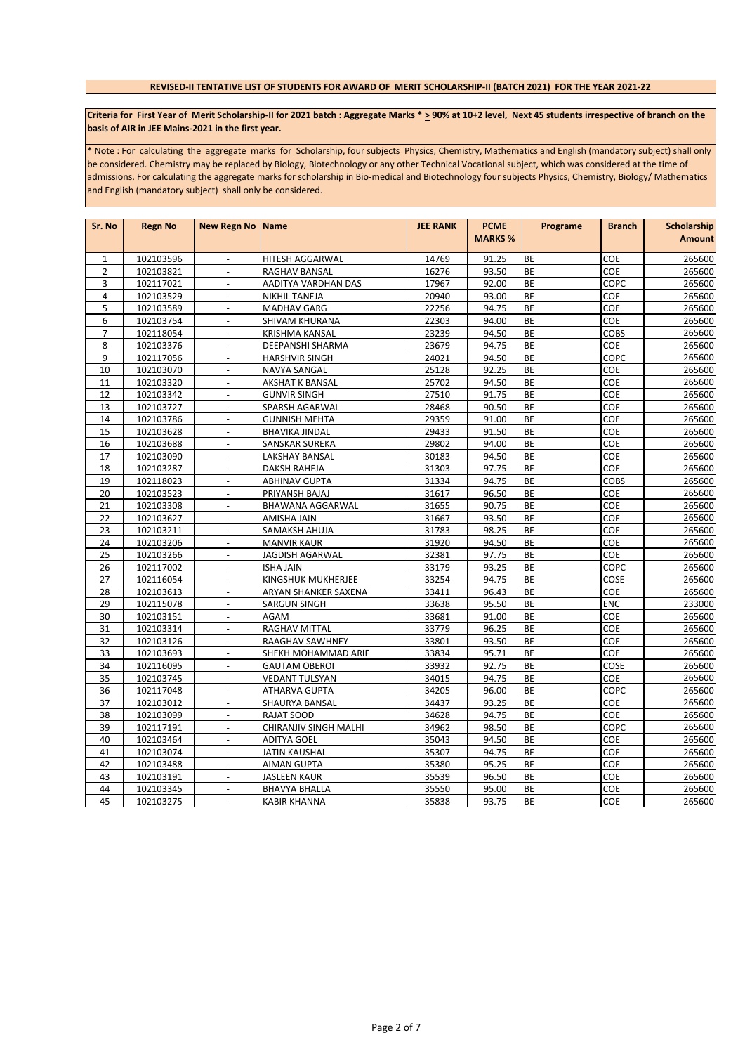**REVISED-II TENTATIVE LIST OF STUDENTS FOR AWARD OF MERIT SCHOLARSHIP-II (BATCH 2021) FOR THE YEAR 2021-22**

**Criteria for First Year of Merit Scholarship-II for 2021 batch : Aggregate Marks * $\geq$ 90% at 10+2 level, Next 45 students irrespective of branch on the basis of AIR in JEE Mains-2021 in the first year.**

* Note : For calculating the aggregate marks for Scholarship, four subjects Physics, Chemistry, Mathematics and English (mandatory subject) shall only be considered. Chemistry may be replaced by Biology, Biotechnology or any other Technical Vocational subject, which was considered at the time of admissions. For calculating the aggregate marks for scholarship in Bio-medical and Biotechnology four subjects Physics, Chemistry, Biology/ Mathematics and English (mandatory subject) shall only be considered.

| Sr. No | Regn No | New Regn No | Name | JEE RANK | PCME MARKS % | Programe | Branch | Scholarship Amount |
|---|---|---|---|---|---|---|---|---|
| 1 | 102103596 | - | HITESH AGGARWAL | 14769 | 91.25 | BE | COE | 265600 |
| 2 | 102103821 | - | RAGHAV BANSAL | 16276 | 93.50 | BE | COE | 265600 |
| 3 | 102117021 | - | AADITYA VARDHAN DAS | 17967 | 92.00 | BE | COPC | 265600 |
| 4 | 102103529 | - | NIKHIL TANEJA | 20940 | 93.00 | BE | COE | 265600 |
| 5 | 102103589 | - | MADHAV GARG | 22256 | 94.75 | BE | COE | 265600 |
| 6 | 102103754 | - | SHIVAM KHURANA | 22303 | 94.00 | BE | COE | 265600 |
| 7 | 102118054 | - | KRISHMA KANSAL | 23239 | 94.50 | BE | COBS | 265600 |
| 8 | 102103376 | - | DEEPANSHI SHARMA | 23679 | 94.75 | BE | COE | 265600 |
| 9 | 102117056 | - | HARSHVIR SINGH | 24021 | 94.50 | BE | COPC | 265600 |
| 10 | 102103070 | - | NAVYA SANGAL | 25128 | 92.25 | BE | COE | 265600 |
| 11 | 102103320 | - | AKSHAT K BANSAL | 25702 | 94.50 | BE | COE | 265600 |
| 12 | 102103342 | - | GUNVIR SINGH | 27510 | 91.75 | BE | COE | 265600 |
| 13 | 102103727 | - | SPARSH AGARWAL | 28468 | 90.50 | BE | COE | 265600 |
| 14 | 102103786 | - | GUNNISH MEHTA | 29359 | 91.00 | BE | COE | 265600 |
| 15 | 102103628 | - | BHAVIKA JINDAL | 29433 | 91.50 | BE | COE | 265600 |
| 16 | 102103688 | - | SANSKAR SUREKA | 29802 | 94.00 | BE | COE | 265600 |
| 17 | 102103090 | - | LAKSHAY BANSAL | 30183 | 94.50 | BE | COE | 265600 |
| 18 | 102103287 | - | DAKSH RAHEJA | 31303 | 97.75 | BE | COE | 265600 |
| 19 | 102118023 | - | ABHINAV GUPTA | 31334 | 94.75 | BE | COBS | 265600 |
| 20 | 102103523 | - | PRIYANSH BAJAJ | 31617 | 96.50 | BE | COE | 265600 |
| 21 | 102103308 | - | BHAWANA AGGARWAL | 31655 | 90.75 | BE | COE | 265600 |
| 22 | 102103627 | - | AMISHA JAIN | 31667 | 93.50 | BE | COE | 265600 |
| 23 | 102103211 | - | SAMAKSH AHUJA | 31783 | 98.25 | BE | COE | 265600 |
| 24 | 102103206 | - | MANVIR KAUR | 31920 | 94.50 | BE | COE | 265600 |
| 25 | 102103266 | - | JAGDISH AGARWAL | 32381 | 97.75 | BE | COE | 265600 |
| 26 | 102117002 | - | ISHA JAIN | 33179 | 93.25 | BE | COPC | 265600 |
| 27 | 102116054 | - | KINGSHUK MUKHERJEE | 33254 | 94.75 | BE | COSE | 265600 |
| 28 | 102103613 | - | ARYAN SHANKER SAXENA | 33411 | 96.43 | BE | COE | 265600 |
| 29 | 102115078 | - | SARGUN SINGH | 33638 | 95.50 | BE | ENC | 233000 |
| 30 | 102103151 | - | AGAM | 33681 | 91.00 | BE | COE | 265600 |
| 31 | 102103314 | - | RAGHAV MITTAL | 33779 | 96.25 | BE | COE | 265600 |
| 32 | 102103126 | - | RAAGHAV SAWHNEY | 33801 | 93.50 | BE | COE | 265600 |
| 33 | 102103693 | - | SHEKH MOHAMMAD ARIF | 33834 | 95.71 | BE | COE | 265600 |
| 34 | 102116095 | - | GAUTAM OBEROI | 33932 | 92.75 | BE | COSE | 265600 |
| 35 | 102103745 | - | VEDANT TULSYAN | 34015 | 94.75 | BE | COE | 265600 |
| 36 | 102117048 | - | ATHARVA GUPTA | 34205 | 96.00 | BE | COPC | 265600 |
| 37 | 102103012 | - | SHAURYA BANSAL | 34437 | 93.25 | BE | COE | 265600 |
| 38 | 102103099 | - | RAJAT SOOD | 34628 | 94.75 | BE | COE | 265600 |
| 39 | 102117191 | - | CHIRANJIV SINGH MALHI | 34962 | 98.50 | BE | COPC | 265600 |
| 40 | 102103464 | - | ADITYA GOEL | 35043 | 94.50 | BE | COE | 265600 |
| 41 | 102103074 | - | JATIN KAUSHAL | 35307 | 94.75 | BE | COE | 265600 |
| 42 | 102103488 | - | AIMAN GUPTA | 35380 | 95.25 | BE | COE | 265600 |
| 43 | 102103191 | - | JASLEEN KAUR | 35539 | 96.50 | BE | COE | 265600 |
| 44 | 102103345 | - | BHAVYA BHALLA | 35550 | 95.00 | BE | COE | 265600 |
| 45 | 102103275 | - | KABIR KHANNA | 35838 | 93.75 | BE | COE | 265600 |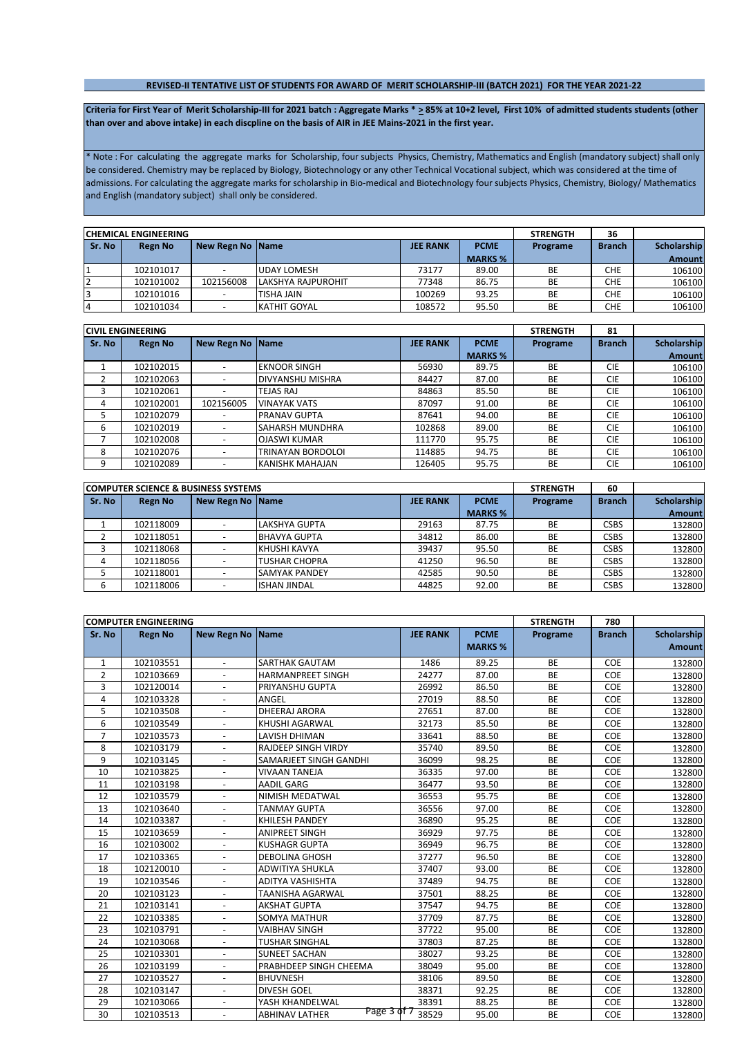**REVISED-II TENTATIVE LIST OF STUDENTS FOR AWARD OF MERIT SCHOLARSHIP-III (BATCH 2021) FOR THE YEAR 2021-22**

**Criteria for First Year of Merit Scholarship-III for 2021 batch : Aggregate Marks * $\geq$ 85% at 10+2 level, First 10% of admitted students students (other than over and above intake) in each discpline on the basis of AIR in JEE Mains-2021 in the first year.**

* Note : For calculating the aggregate marks for Scholarship, four subjects Physics, Chemistry, Mathematics and English (mandatory subject) shall only be considered. Chemistry may be replaced by Biology, Biotechnology or any other Technical Vocational subject, which was considered at the time of admissions. For calculating the aggregate marks for scholarship in Bio-medical and Biotechnology four subjects Physics, Chemistry, Biology/ Mathematics and English (mandatory subject) shall only be considered.

| CHEMICAL ENGINEERING | | | | | | STRENGTH | 36 | |
|---|---|---|---|---|---|---|---|---|
| Sr. No | Regn No | New Regn No | Name | JEE RANK | PCME MARKS % | Programe | Branch | Scholarship Amount |
| 1 | 102101017 | - | UDAY LOMESH | 73177 | 89.00 | BE | CHE | 106100 |
| 2 | 102101002 | 102156008 | LAKSHYA RAJPUROHIT | 77348 | 86.75 | BE | CHE | 106100 |
| 3 | 102101016 | - | TISHA JAIN | 100269 | 93.25 | BE | CHE | 106100 |
| 4 | 102101034 | - | KATHIT GOYAL | 108572 | 95.50 | BE | CHE | 106100 |

| CIVIL ENGINEERING | | | | | | STRENGTH | 81 | |
|---|---|---|---|---|---|---|---|---|
| Sr. No | Regn No | New Regn No | Name | JEE RANK | PCME MARKS % | Programe | Branch | Scholarship Amount |
| 1 | 102102015 | - | EKNOOR SINGH | 56930 | 89.75 | BE | CIE | 106100 |
| 2 | 102102063 | - | DIVYANSHU MISHRA | 84427 | 87.00 | BE | CIE | 106100 |
| 3 | 102102061 | - | TEJAS RAJ | 84863 | 85.50 | BE | CIE | 106100 |
| 4 | 102102001 | 102156005 | VINAYAK VATS | 87097 | 91.00 | BE | CIE | 106100 |
| 5 | 102102079 | - | PRANAV GUPTA | 87641 | 94.00 | BE | CIE | 106100 |
| 6 | 102102019 | - | SAHARSH MUNDHRA | 102868 | 89.00 | BE | CIE | 106100 |
| 7 | 102102008 | - | OJASWI KUMAR | 111770 | 95.75 | BE | CIE | 106100 |
| 8 | 102102076 | - | TRINAYAN BORDOLOI | 114885 | 94.75 | BE | CIE | 106100 |
| 9 | 102102089 | - | KANISHK MAHAJAN | 126405 | 95.75 | BE | CIE | 106100 |

| COMPUTER SCIENCE & BUSINESS SYSTEMS | | | | | | STRENGTH | 60 | |
|---|---|---|---|---|---|---|---|---|
| Sr. No | Regn No | New Regn No | Name | JEE RANK | PCME MARKS % | Programe | Branch | Scholarship Amount |
| 1 | 102118009 | - | LAKSHYA GUPTA | 29163 | 87.75 | BE | CSBS | 132800 |
| 2 | 102118051 | - | BHAVYA GUPTA | 34812 | 86.00 | BE | CSBS | 132800 |
| 3 | 102118068 | - | KHUSHI KAVYA | 39437 | 95.50 | BE | CSBS | 132800 |
| 4 | 102118056 | - | TUSHAR CHOPRA | 41250 | 96.50 | BE | CSBS | 132800 |
| 5 | 102118001 | - | SAMYAK PANDEY | 42585 | 90.50 | BE | CSBS | 132800 |
| 6 | 102118006 | - | ISHAN JINDAL | 44825 | 92.00 | BE | CSBS | 132800 |

| COMPUTER ENGINEERING | | | | | | STRENGTH | 780 | |
|---|---|---|---|---|---|---|---|---|
| Sr. No | Regn No | New Regn No | Name | JEE RANK | PCME MARKS % | Programe | Branch | Scholarship Amount |
| 1 | 102103551 | - | SARTHAK GAUTAM | 1486 | 89.25 | BE | COE | 132800 |
| 2 | 102103669 | - | HARMANPREET SINGH | 24277 | 87.00 | BE | COE | 132800 |
| 3 | 102120014 | - | PRIYANSHU GUPTA | 26992 | 86.50 | BE | COE | 132800 |
| 4 | 102103328 | - | ANGEL | 27019 | 88.50 | BE | COE | 132800 |
| 5 | 102103508 | - | DHEERAJ ARORA | 27651 | 87.00 | BE | COE | 132800 |
| 6 | 102103549 | - | KHUSHI AGARWAL | 32173 | 85.50 | BE | COE | 132800 |
| 7 | 102103573 | - | LAVISH DHIMAN | 33641 | 88.50 | BE | COE | 132800 |
| 8 | 102103179 | - | RAJDEEP SINGH VIRDY | 35740 | 89.50 | BE | COE | 132800 |
| 9 | 102103145 | - | SAMARJEET SINGH GANDHI | 36099 | 98.25 | BE | COE | 132800 |
| 10 | 102103825 | - | VIVAAN TANEJA | 36335 | 97.00 | BE | COE | 132800 |
| 11 | 102103198 | - | AADIL GARG | 36477 | 93.50 | BE | COE | 132800 |
| 12 | 102103579 | - | NIMISH MEDATWAL | 36553 | 95.75 | BE | COE | 132800 |
| 13 | 102103640 | - | TANMAY GUPTA | 36556 | 97.00 | BE | COE | 132800 |
| 14 | 102103387 | - | KHILESH PANDEY | 36890 | 95.25 | BE | COE | 132800 |
| 15 | 102103659 | - | ANIPREET SINGH | 36929 | 97.75 | BE | COE | 132800 |
| 16 | 102103002 | - | KUSHAGR GUPTA | 36949 | 96.75 | BE | COE | 132800 |
| 17 | 102103365 | - | DEBOLINA GHOSH | 37277 | 96.50 | BE | COE | 132800 |
| 18 | 102120010 | - | ADWITIYA SHUKLA | 37407 | 93.00 | BE | COE | 132800 |
| 19 | 102103546 | - | ADITYA VASHISHTA | 37489 | 94.75 | BE | COE | 132800 |
| 20 | 102103123 | - | TAANISHA AGARWAL | 37501 | 88.25 | BE | COE | 132800 |
| 21 | 102103141 | - | AKSHAT GUPTA | 37547 | 94.75 | BE | COE | 132800 |
| 22 | 102103385 | - | SOMYA MATHUR | 37709 | 87.75 | BE | COE | 132800 |
| 23 | 102103791 | - | VAIBHAV SINGH | 37722 | 95.00 | BE | COE | 132800 |
| 24 | 102103068 | - | TUSHAR SINGHAL | 37803 | 87.25 | BE | COE | 132800 |
| 25 | 102103301 | - | SUNEET SACHAN | 38027 | 93.25 | BE | COE | 132800 |
| 26 | 102103199 | - | PRABHDEEP SINGH CHEEMA | 38049 | 95.00 | BE | COE | 132800 |
| 27 | 102103527 | - | BHUVNESH | 38106 | 89.50 | BE | COE | 132800 |
| 28 | 102103147 | - | DIVESH GOEL | 38371 | 92.25 | BE | COE | 132800 |
| 29 | 102103066 | - | YASH KHANDELWAL | 38391 | 88.25 | BE | COE | 132800 |
| 30 | 102103513 | - | ABHINAV LATHER | 38529 | 95.00 | BE | COE | 132800 |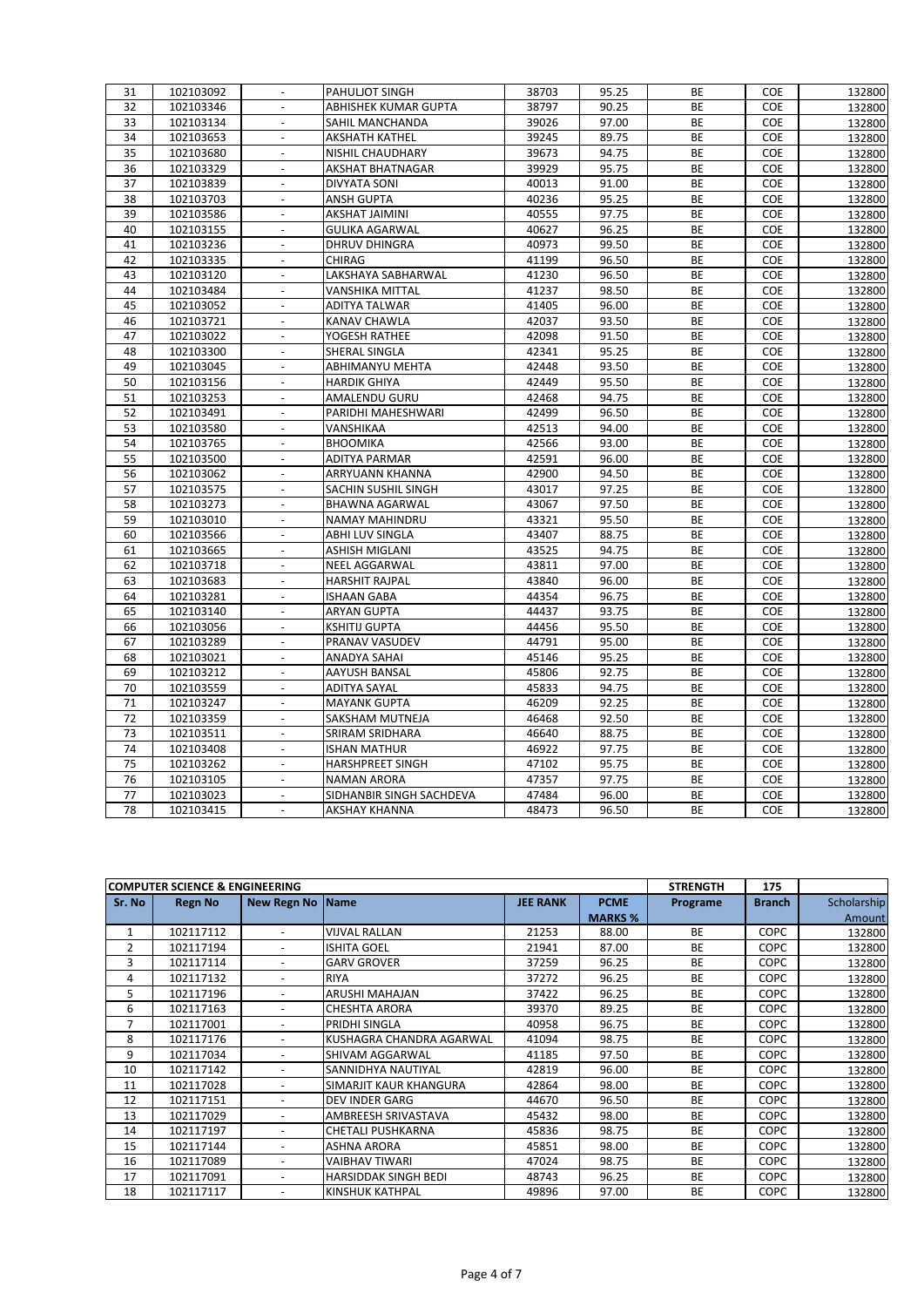| 31 | 102103092 | - | PAHULJOT SINGH | 38703 | 95.25 | BE | COE | 132800 |
|---|---|---|---|---|---|---|---|---|
| 32 | 102103346 | - | ABHISHEK KUMAR GUPTA | 38797 | 90.25 | BE | COE | 132800 |
| 33 | 102103134 | - | SAHIL MANCHANDA | 39026 | 97.00 | BE | COE | 132800 |
| 34 | 102103653 | - | AKSHATH KATHEL | 39245 | 89.75 | BE | COE | 132800 |
| 35 | 102103680 | - | NISHIL CHAUDHARY | 39673 | 94.75 | BE | COE | 132800 |
| 36 | 102103329 | - | AKSHAT BHATNAGAR | 39929 | 95.75 | BE | COE | 132800 |
| 37 | 102103839 | - | DIVYATA SONI | 40013 | 91.00 | BE | COE | 132800 |
| 38 | 102103703 | - | ANSH GUPTA | 40236 | 95.25 | BE | COE | 132800 |
| 39 | 102103586 | - | AKSHAT JAIMINI | 40555 | 97.75 | BE | COE | 132800 |
| 40 | 102103155 | - | GULIKA AGARWAL | 40627 | 96.25 | BE | COE | 132800 |
| 41 | 102103236 | - | DHRUV DHINGRA | 40973 | 99.50 | BE | COE | 132800 |
| 42 | 102103335 | - | CHIRAG | 41199 | 96.50 | BE | COE | 132800 |
| 43 | 102103120 | - | LAKSHAYA SABHARWAL | 41230 | 96.50 | BE | COE | 132800 |
| 44 | 102103484 | - | VANSHIKA MITTAL | 41237 | 98.50 | BE | COE | 132800 |
| 45 | 102103052 | - | ADITYA TALWAR | 41405 | 96.00 | BE | COE | 132800 |
| 46 | 102103721 | - | KANAV CHAWLA | 42037 | 93.50 | BE | COE | 132800 |
| 47 | 102103022 | - | YOGESH RATHEE | 42098 | 91.50 | BE | COE | 132800 |
| 48 | 102103300 | - | SHERAL SINGLA | 42341 | 95.25 | BE | COE | 132800 |
| 49 | 102103045 | - | ABHIMANYU MEHTA | 42448 | 93.50 | BE | COE | 132800 |
| 50 | 102103156 | - | HARDIK GHIYA | 42449 | 95.50 | BE | COE | 132800 |
| 51 | 102103253 | - | AMALENDU GURU | 42468 | 94.75 | BE | COE | 132800 |
| 52 | 102103491 | - | PARIDHI MAHESHWARI | 42499 | 96.50 | BE | COE | 132800 |
| 53 | 102103580 | - | VANSHIKAA | 42513 | 94.00 | BE | COE | 132800 |
| 54 | 102103765 | - | BHOOMIKA | 42566 | 93.00 | BE | COE | 132800 |
| 55 | 102103500 | - | ADITYA PARMAR | 42591 | 96.00 | BE | COE | 132800 |
| 56 | 102103062 | - | ARRYUANN KHANNA | 42900 | 94.50 | BE | COE | 132800 |
| 57 | 102103575 | - | SACHIN SUSHIL SINGH | 43017 | 97.25 | BE | COE | 132800 |
| 58 | 102103273 | - | BHAWNA AGARWAL | 43067 | 97.50 | BE | COE | 132800 |
| 59 | 102103010 | - | NAMAY MAHINDRU | 43321 | 95.50 | BE | COE | 132800 |
| 60 | 102103566 | - | ABHI LUV SINGLA | 43407 | 88.75 | BE | COE | 132800 |
| 61 | 102103665 | - | ASHISH MIGLANI | 43525 | 94.75 | BE | COE | 132800 |
| 62 | 102103718 | - | NEEL AGGARWAL | 43811 | 97.00 | BE | COE | 132800 |
| 63 | 102103683 | - | HARSHIT RAJPAL | 43840 | 96.00 | BE | COE | 132800 |
| 64 | 102103281 | - | ISHAAN GABA | 44354 | 96.75 | BE | COE | 132800 |
| 65 | 102103140 | - | ARYAN GUPTA | 44437 | 93.75 | BE | COE | 132800 |
| 66 | 102103056 | - | KSHITIJ GUPTA | 44456 | 95.50 | BE | COE | 132800 |
| 67 | 102103289 | - | PRANAV VASUDEV | 44791 | 95.00 | BE | COE | 132800 |
| 68 | 102103021 | - | ANADYA SAHAI | 45146 | 95.25 | BE | COE | 132800 |
| 69 | 102103212 | - | AAYUSH BANSAL | 45806 | 92.75 | BE | COE | 132800 |
| 70 | 102103559 | - | ADITYA SAYAL | 45833 | 94.75 | BE | COE | 132800 |
| 71 | 102103247 | - | MAYANK GUPTA | 46209 | 92.25 | BE | COE | 132800 |
| 72 | 102103359 | - | SAKSHAM MUTNEJA | 46468 | 92.50 | BE | COE | 132800 |
| 73 | 102103511 | - | SRIRAM SRIDHARA | 46640 | 88.75 | BE | COE | 132800 |
| 74 | 102103408 | - | ISHAN MATHUR | 46922 | 97.75 | BE | COE | 132800 |
| 75 | 102103262 | - | HARSHPREET SINGH | 47102 | 95.75 | BE | COE | 132800 |
| 76 | 102103105 | - | NAMAN ARORA | 47357 | 97.75 | BE | COE | 132800 |
| 77 | 102103023 | - | SIDHANBIR SINGH SACHDEVA | 47484 | 96.00 | BE | COE | 132800 |
| 78 | 102103415 | - | AKSHAY KHANNA | 48473 | 96.50 | BE | COE | 132800 |

| COMPUTER SCIENCE & ENGINEERING | | | | | | STRENGTH | 175 | |
|---|---|---|---|---|---|---|---|---|
| Sr. No | Regn No | New Regn No | Name | JEE RANK | PCME MARKS % | Programe | Branch | Scholarship Amount |
| 1 | 102117112 | - | VIJVAL RALLAN | 21253 | 88.00 | BE | COPC | 132800 |
| 2 | 102117194 | - | ISHITA GOEL | 21941 | 87.00 | BE | COPC | 132800 |
| 3 | 102117114 | - | GARV GROVER | 37259 | 96.25 | BE | COPC | 132800 |
| 4 | 102117132 | - | RIYA | 37272 | 96.25 | BE | COPC | 132800 |
| 5 | 102117196 | - | ARUSHI MAHAJAN | 37422 | 96.25 | BE | COPC | 132800 |
| 6 | 102117163 | - | CHESHTA ARORA | 39370 | 89.25 | BE | COPC | 132800 |
| 7 | 102117001 | - | PRIDHI SINGLA | 40958 | 96.75 | BE | COPC | 132800 |
| 8 | 102117176 | - | KUSHAGRA CHANDRA AGARWAL | 41094 | 98.75 | BE | COPC | 132800 |
| 9 | 102117034 | - | SHIVAM AGGARWAL | 41185 | 97.50 | BE | COPC | 132800 |
| 10 | 102117142 | - | SANNIDHYA NAUTIYAL | 42819 | 96.00 | BE | COPC | 132800 |
| 11 | 102117028 | - | SIMARJIT KAUR KHANGURA | 42864 | 98.00 | BE | COPC | 132800 |
| 12 | 102117151 | - | DEV INDER GARG | 44670 | 96.50 | BE | COPC | 132800 |
| 13 | 102117029 | - | AMBREESH SRIVASTAVA | 45432 | 98.00 | BE | COPC | 132800 |
| 14 | 102117197 | - | CHETALI PUSHKARNA | 45836 | 98.75 | BE | COPC | 132800 |
| 15 | 102117144 | - | ASHNA ARORA | 45851 | 98.00 | BE | COPC | 132800 |
| 16 | 102117089 | - | VAIBHAV TIWARI | 47024 | 98.75 | BE | COPC | 132800 |
| 17 | 102117091 | - | HARSIDDAK SINGH BEDI | 48743 | 96.25 | BE | COPC | 132800 |
| 18 | 102117117 | - | KINSHUK KATHPAL | 49896 | 97.00 | BE | COPC | 132800 |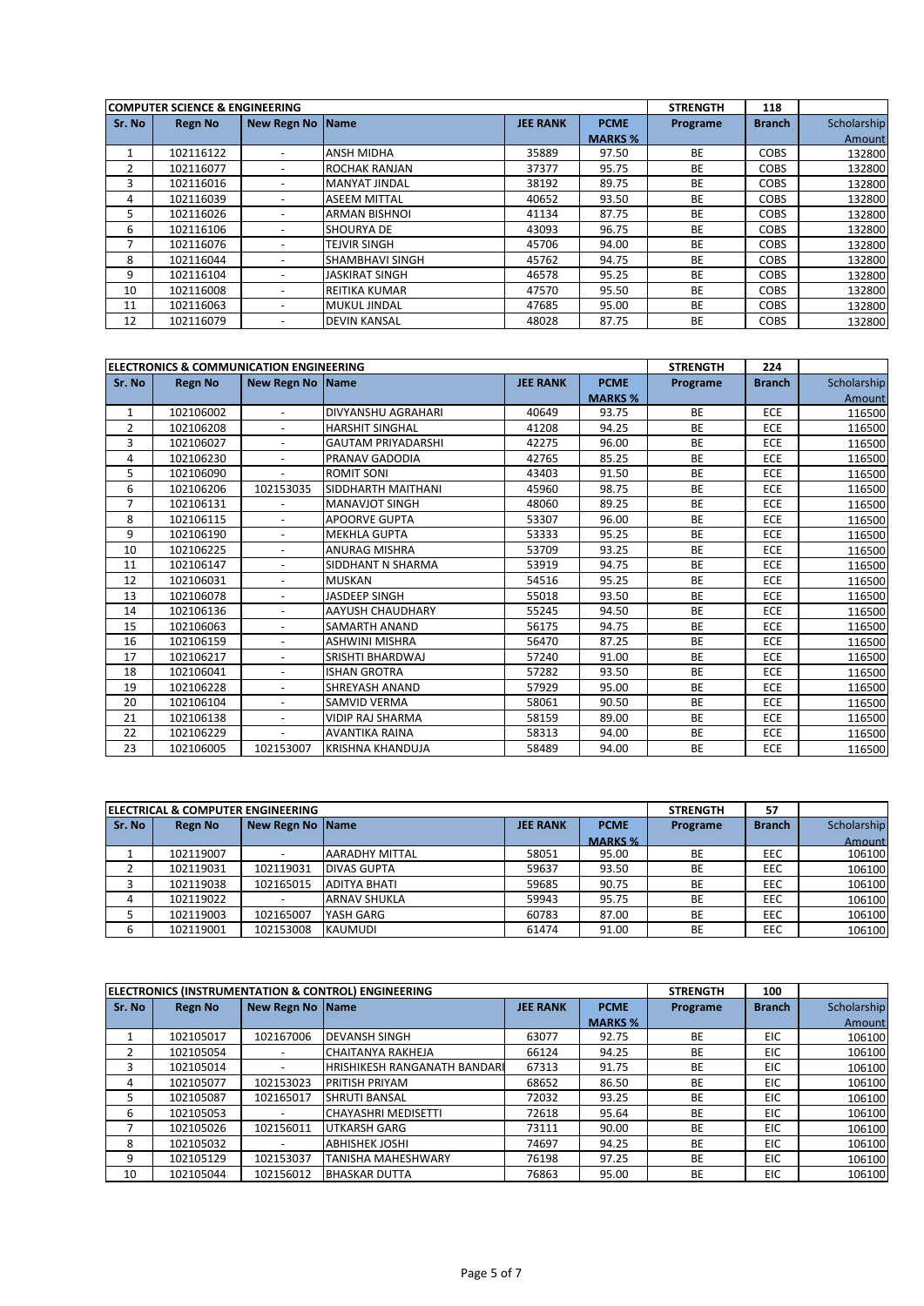| COMPUTER SCIENCE & ENGINEERING | | | | | | STRENGTH | 118 | |
|---|---|---|---|---|---|---|---|---|
| Sr. No | Regn No | New Regn No | Name | JEE RANK | PCME MARKS % | Programe | Branch | Scholarship Amount |
| 1 | 102116122 | - | ANSH MIDHA | 35889 | 97.50 | BE | COBS | 132800 |
| 2 | 102116077 | - | ROCHAK RANJAN | 37377 | 95.75 | BE | COBS | 132800 |
| 3 | 102116016 | - | MANYAT JINDAL | 38192 | 89.75 | BE | COBS | 132800 |
| 4 | 102116039 | - | ASEEM MITTAL | 40652 | 93.50 | BE | COBS | 132800 |
| 5 | 102116026 | - | ARMAN BISHNOI | 41134 | 87.75 | BE | COBS | 132800 |
| 6 | 102116106 | - | SHOURYA DE | 43093 | 96.75 | BE | COBS | 132800 |
| 7 | 102116076 | - | TEJVIR SINGH | 45706 | 94.00 | BE | COBS | 132800 |
| 8 | 102116044 | - | SHAMBHAVI SINGH | 45762 | 94.75 | BE | COBS | 132800 |
| 9 | 102116104 | - | JASKIRAT SINGH | 46578 | 95.25 | BE | COBS | 132800 |
| 10 | 102116008 | - | REITIKA KUMAR | 47570 | 95.50 | BE | COBS | 132800 |
| 11 | 102116063 | - | MUKUL JINDAL | 47685 | 95.00 | BE | COBS | 132800 |
| 12 | 102116079 | - | DEVIN KANSAL | 48028 | 87.75 | BE | COBS | 132800 |

| ELECTRONICS & COMMUNICATION ENGINEERING | | | | | | STRENGTH | 224 | |
|---|---|---|---|---|---|---|---|---|
| Sr. No | Regn No | New Regn No | Name | JEE RANK | PCME MARKS % | Programe | Branch | Scholarship Amount |
| 1 | 102106002 | - | DIVYANSHU AGRAHARI | 40649 | 93.75 | BE | ECE | 116500 |
| 2 | 102106208 | - | HARSHIT SINGHAL | 41208 | 94.25 | BE | ECE | 116500 |
| 3 | 102106027 | - | GAUTAM PRIYADARSHI | 42275 | 96.00 | BE | ECE | 116500 |
| 4 | 102106230 | - | PRANAV GADODIA | 42765 | 85.25 | BE | ECE | 116500 |
| 5 | 102106090 | - | ROMIT SONI | 43403 | 91.50 | BE | ECE | 116500 |
| 6 | 102106206 | 102153035 | SIDDHARTH MAITHANI | 45960 | 98.75 | BE | ECE | 116500 |
| 7 | 102106131 | - | MANAVJOT SINGH | 48060 | 89.25 | BE | ECE | 116500 |
| 8 | 102106115 | - | APOORVE GUPTA | 53307 | 96.00 | BE | ECE | 116500 |
| 9 | 102106190 | - | MEKHLA GUPTA | 53333 | 95.25 | BE | ECE | 116500 |
| 10 | 102106225 | - | ANURAG MISHRA | 53709 | 93.25 | BE | ECE | 116500 |
| 11 | 102106147 | - | SIDDHANT N SHARMA | 53919 | 94.75 | BE | ECE | 116500 |
| 12 | 102106031 | - | MUSKAN | 54516 | 95.25 | BE | ECE | 116500 |
| 13 | 102106078 | - | JASDEEP SINGH | 55018 | 93.50 | BE | ECE | 116500 |
| 14 | 102106136 | - | AAYUSH CHAUDHARY | 55245 | 94.50 | BE | ECE | 116500 |
| 15 | 102106063 | - | SAMARTH ANAND | 56175 | 94.75 | BE | ECE | 116500 |
| 16 | 102106159 | - | ASHWINI MISHRA | 56470 | 87.25 | BE | ECE | 116500 |
| 17 | 102106217 | - | SRISHTI BHARDWAJ | 57240 | 91.00 | BE | ECE | 116500 |
| 18 | 102106041 | - | ISHAN GROTRA | 57282 | 93.50 | BE | ECE | 116500 |
| 19 | 102106228 | - | SHREYASH ANAND | 57929 | 95.00 | BE | ECE | 116500 |
| 20 | 102106104 | - | SAMVID VERMA | 58061 | 90.50 | BE | ECE | 116500 |
| 21 | 102106138 | - | VIDIP RAJ SHARMA | 58159 | 89.00 | BE | ECE | 116500 |
| 22 | 102106229 | - | AVANTIKA RAINA | 58313 | 94.00 | BE | ECE | 116500 |
| 23 | 102106005 | 102153007 | KRISHNA KHANDUJA | 58489 | 94.00 | BE | ECE | 116500 |

| ELECTRICAL & COMPUTER ENGINEERING | | | | | | STRENGTH | 57 | |
|---|---|---|---|---|---|---|---|---|
| Sr. No | Regn No | New Regn No | Name | JEE RANK | PCME MARKS % | Programe | Branch | Scholarship Amount |
| 1 | 102119007 | - | AARADHY MITTAL | 58051 | 95.00 | BE | EEC | 106100 |
| 2 | 102119031 | 102119031 | DIVAS GUPTA | 59637 | 93.50 | BE | EEC | 106100 |
| 3 | 102119038 | 102165015 | ADITYA BHATI | 59685 | 90.75 | BE | EEC | 106100 |
| 4 | 102119022 | - | ARNAV SHUKLA | 59943 | 95.75 | BE | EEC | 106100 |
| 5 | 102119003 | 102165007 | YASH GARG | 60783 | 87.00 | BE | EEC | 106100 |
| 6 | 102119001 | 102153008 | KAUMUDI | 61474 | 91.00 | BE | EEC | 106100 |

| ELECTRONICS (INSTRUMENTATION & CONTROL) ENGINEERING | | | | | | STRENGTH | 100 | |
|---|---|---|---|---|---|---|---|---|
| Sr. No | Regn No | New Regn No | Name | JEE RANK | PCME MARKS % | Programe | Branch | Scholarship Amount |
| 1 | 102105017 | 102167006 | DEVANSH SINGH | 63077 | 92.75 | BE | EIC | 106100 |
| 2 | 102105054 | - | CHAITANYA RAKHEJA | 66124 | 94.25 | BE | EIC | 106100 |
| 3 | 102105014 | - | HRISHIKESH RANGANATH BANDARI | 67313 | 91.75 | BE | EIC | 106100 |
| 4 | 102105077 | 102153023 | PRITISH PRIYAM | 68652 | 86.50 | BE | EIC | 106100 |
| 5 | 102105087 | 102165017 | SHRUTI BANSAL | 72032 | 93.25 | BE | EIC | 106100 |
| 6 | 102105053 | - | CHAYASHRI MEDISETTI | 72618 | 95.64 | BE | EIC | 106100 |
| 7 | 102105026 | 102156011 | UTKARSH GARG | 73111 | 90.00 | BE | EIC | 106100 |
| 8 | 102105032 | - | ABHISHEK JOSHI | 74697 | 94.25 | BE | EIC | 106100 |
| 9 | 102105129 | 102153037 | TANISHA MAHESHWARY | 76198 | 97.25 | BE | EIC | 106100 |
| 10 | 102105044 | 102156012 | BHASKAR DUTTA | 76863 | 95.00 | BE | EIC | 106100 |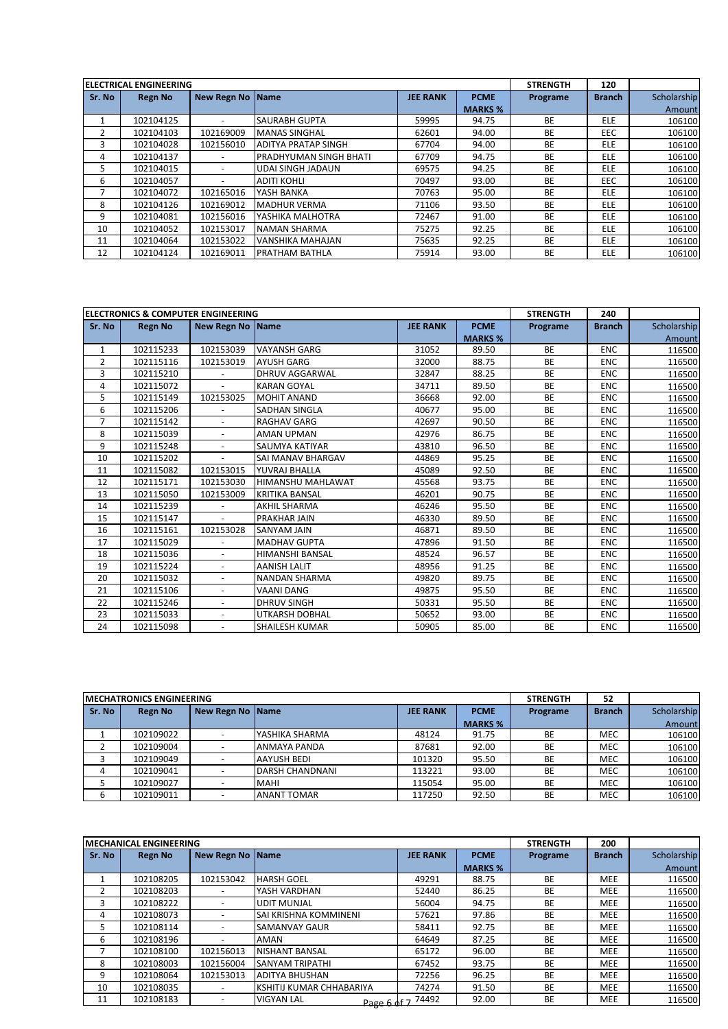| ELECTRICAL ENGINEERING | | | | | | STRENGTH | 120 | |
|---|---|---|---|---|---|---|---|---|
| Sr. No | Regn No | New Regn No | Name | JEE RANK | PCME MARKS % | Programe | Branch | Scholarship Amount |
| 1 | 102104125 | - | SAURABH GUPTA | 59995 | 94.75 | BE | ELE | 106100 |
| 2 | 102104103 | 102169009 | MANAS SINGHAL | 62601 | 94.00 | BE | EEC | 106100 |
| 3 | 102104028 | 102156010 | ADITYA PRATAP SINGH | 67704 | 94.00 | BE | ELE | 106100 |
| 4 | 102104137 | - | PRADHYUMAN SINGH BHATI | 67709 | 94.75 | BE | ELE | 106100 |
| 5 | 102104015 | - | UDAI SINGH JADAUN | 69575 | 94.25 | BE | ELE | 106100 |
| 6 | 102104057 | - | ADITI KOHLI | 70497 | 93.00 | BE | EEC | 106100 |
| 7 | 102104072 | 102165016 | YASH BANKA | 70763 | 95.00 | BE | ELE | 106100 |
| 8 | 102104126 | 102169012 | MADHUR VERMA | 71106 | 93.50 | BE | ELE | 106100 |
| 9 | 102104081 | 102156016 | YASHIKA MALHOTRA | 72467 | 91.00 | BE | ELE | 106100 |
| 10 | 102104052 | 102153017 | NAMAN SHARMA | 75275 | 92.25 | BE | ELE | 106100 |
| 11 | 102104064 | 102153022 | VANSHIKA MAHAJAN | 75635 | 92.25 | BE | ELE | 106100 |
| 12 | 102104124 | 102169011 | PRATHAM BATHLA | 75914 | 93.00 | BE | ELE | 106100 |

| ELECTRONICS & COMPUTER ENGINEERING | | | | | | STRENGTH | 240 | |
|---|---|---|---|---|---|---|---|---|
| Sr. No | Regn No | New Regn No | Name | JEE RANK | PCME MARKS % | Programe | Branch | Scholarship Amount |
| 1 | 102115233 | 102153039 | VAYANSH GARG | 31052 | 89.50 | BE | ENC | 116500 |
| 2 | 102115116 | 102153019 | AYUSH GARG | 32000 | 88.75 | BE | ENC | 116500 |
| 3 | 102115210 | - | DHRUV AGGARWAL | 32847 | 88.25 | BE | ENC | 116500 |
| 4 | 102115072 | - | KARAN GOYAL | 34711 | 89.50 | BE | ENC | 116500 |
| 5 | 102115149 | 102153025 | MOHIT ANAND | 36668 | 92.00 | BE | ENC | 116500 |
| 6 | 102115206 | - | SADHAN SINGLA | 40677 | 95.00 | BE | ENC | 116500 |
| 7 | 102115142 | - | RAGHAV GARG | 42697 | 90.50 | BE | ENC | 116500 |
| 8 | 102115039 | - | AMAN UPMAN | 42976 | 86.75 | BE | ENC | 116500 |
| 9 | 102115248 | - | SAUMYA KATIYAR | 43810 | 96.50 | BE | ENC | 116500 |
| 10 | 102115202 | - | SAI MANAV BHARGAV | 44869 | 95.25 | BE | ENC | 116500 |
| 11 | 102115082 | 102153015 | YUVRAJ BHALLA | 45089 | 92.50 | BE | ENC | 116500 |
| 12 | 102115171 | 102153030 | HIMANSHU MAHLAWAT | 45568 | 93.75 | BE | ENC | 116500 |
| 13 | 102115050 | 102153009 | KRITIKA BANSAL | 46201 | 90.75 | BE | ENC | 116500 |
| 14 | 102115239 | - | AKHIL SHARMA | 46246 | 95.50 | BE | ENC | 116500 |
| 15 | 102115147 | - | PRAKHAR JAIN | 46330 | 89.50 | BE | ENC | 116500 |
| 16 | 102115161 | 102153028 | SANYAM JAIN | 46871 | 89.50 | BE | ENC | 116500 |
| 17 | 102115029 | - | MADHAV GUPTA | 47896 | 91.50 | BE | ENC | 116500 |
| 18 | 102115036 | - | HIMANSHI BANSAL | 48524 | 96.57 | BE | ENC | 116500 |
| 19 | 102115224 | - | AANISH LALIT | 48956 | 91.25 | BE | ENC | 116500 |
| 20 | 102115032 | - | NANDAN SHARMA | 49820 | 89.75 | BE | ENC | 116500 |
| 21 | 102115106 | - | VAANI DANG | 49875 | 95.50 | BE | ENC | 116500 |
| 22 | 102115246 | - | DHRUV SINGH | 50331 | 95.50 | BE | ENC | 116500 |
| 23 | 102115033 | - | UTKARSH DOBHAL | 50652 | 93.00 | BE | ENC | 116500 |
| 24 | 102115098 | - | SHAILESH KUMAR | 50905 | 85.00 | BE | ENC | 116500 |

| MECHATRONICS ENGINEERING | | | | | | STRENGTH | 52 | |
|---|---|---|---|---|---|---|---|---|
| Sr. No | Regn No | New Regn No | Name | JEE RANK | PCME MARKS % | Programe | Branch | Scholarship Amount |
| 1 | 102109022 | - | YASHIKA SHARMA | 48124 | 91.75 | BE | MEC | 106100 |
| 2 | 102109004 | - | ANMAYA PANDA | 87681 | 92.00 | BE | MEC | 106100 |
| 3 | 102109049 | - | AAYUSH BEDI | 101320 | 95.50 | BE | MEC | 106100 |
| 4 | 102109041 | - | DARSH CHANDNANI | 113221 | 93.00 | BE | MEC | 106100 |
| 5 | 102109027 | - | MAHI | 115054 | 95.00 | BE | MEC | 106100 |
| 6 | 102109011 | - | ANANT TOMAR | 117250 | 92.50 | BE | MEC | 106100 |

| MECHANICAL ENGINEERING | | | | | | STRENGTH | 200 | |
|---|---|---|---|---|---|---|---|---|
| Sr. No | Regn No | New Regn No | Name | JEE RANK | PCME MARKS % | Programe | Branch | Scholarship Amount |
| 1 | 102108205 | 102153042 | HARSH GOEL | 49291 | 88.75 | BE | MEE | 116500 |
| 2 | 102108203 | - | YASH VARDHAN | 52440 | 86.25 | BE | MEE | 116500 |
| 3 | 102108222 | - | UDIT MUNJAL | 56004 | 94.75 | BE | MEE | 116500 |
| 4 | 102108073 | - | SAI KRISHNA KOMMINENI | 57621 | 97.86 | BE | MEE | 116500 |
| 5 | 102108114 | - | SAMANVAY GAUR | 58411 | 92.75 | BE | MEE | 116500 |
| 6 | 102108196 | - | AMAN | 64649 | 87.25 | BE | MEE | 116500 |
| 7 | 102108100 | 102156013 | NISHANT BANSAL | 65172 | 96.00 | BE | MEE | 116500 |
| 8 | 102108003 | 102156004 | SANYAM TRIPATHI | 67452 | 93.75 | BE | MEE | 116500 |
| 9 | 102108064 | 102153013 | ADITYA BHUSHAN | 72256 | 96.25 | BE | MEE | 116500 |
| 10 | 102108035 | - | KSHITIJ KUMAR CHHABARIYA | 74274 | 91.50 | BE | MEE | 116500 |
| 11 | 102108183 | - | VIGYAN LAL | 74492 | 92.00 | BE | MEE | 116500 |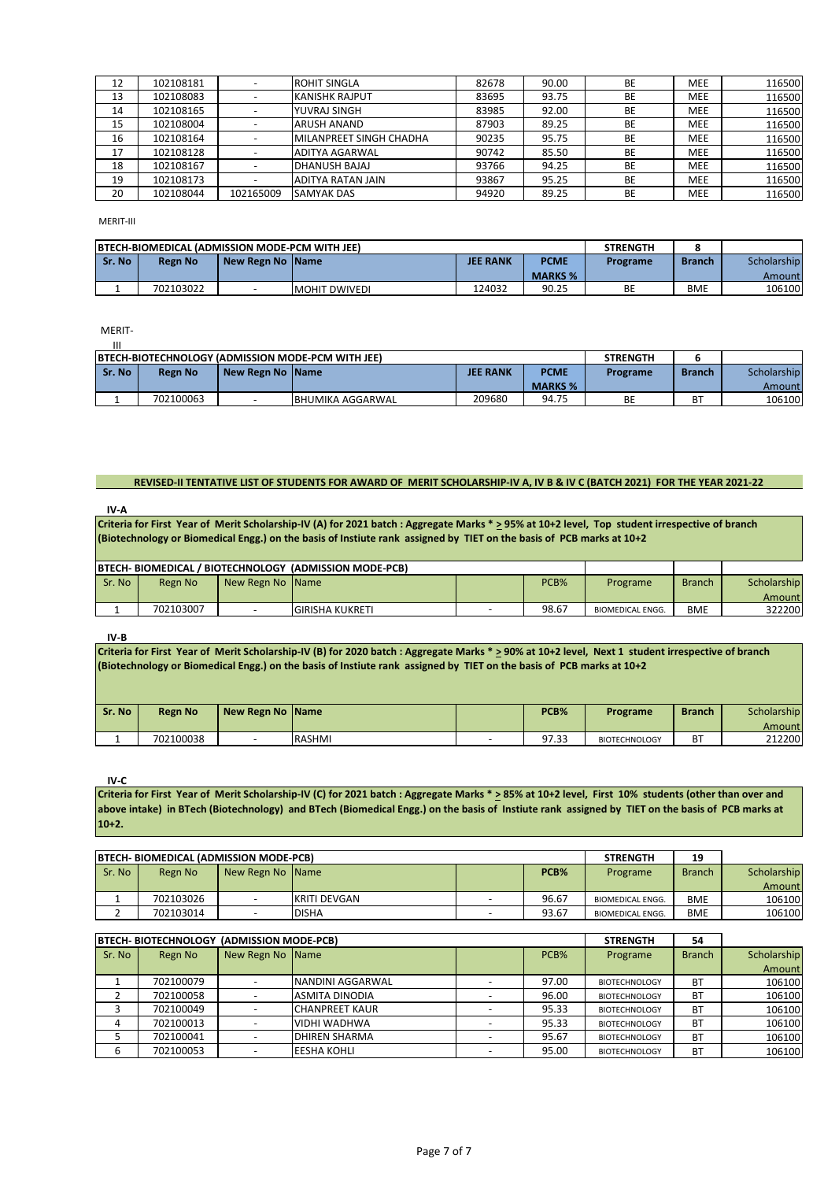| | | | | | | | | |
|---|---|---|---|---|---|---|---|---|
| 12 | 102108181 | - | ROHIT SINGLA | 82678 | 90.00 | BE | MEE | 116500 |
| 13 | 102108083 | - | KANISHK RAJPUT | 83695 | 93.75 | BE | MEE | 116500 |
| 14 | 102108165 | - | YUVRAJ SINGH | 83985 | 92.00 | BE | MEE | 116500 |
| 15 | 102108004 | - | ARUSH ANAND | 87903 | 89.25 | BE | MEE | 116500 |
| 16 | 102108164 | - | MILANPREET SINGH CHADHA | 90235 | 95.75 | BE | MEE | 116500 |
| 17 | 102108128 | - | ADITYA AGARWAL | 90742 | 85.50 | BE | MEE | 116500 |
| 18 | 102108167 | - | DHANUSH BAJAJ | 93766 | 94.25 | BE | MEE | 116500 |
| 19 | 102108173 | - | ADITYA RATAN JAIN | 93867 | 95.25 | BE | MEE | 116500 |
| 20 | 102108044 | 102165009 | SAMYAK DAS | 94920 | 89.25 | BE | MEE | 116500 |

MERIT-III

| BTECH-BIOMEDICAL (ADMISSION MODE-PCM WITH JEE) | | | | | | STRENGTH | 8 | |
|---|---|---|---|---|---|---|---|---|
| **Sr. No** | **Regn No** | **New Regn No** | **Name** | **JEE RANK** | **PCME MARKS %** | **Programe** | **Branch** | Scholarship Amount |
| 1 | 702103022 | - | MOHIT DWIVEDI | 124032 | 90.25 | BE | BME | 106100 |

MERIT-III

| BTECH-BIOTECHNOLOGY (ADMISSION MODE-PCM WITH JEE) | | | | | | STRENGTH | 6 | |
|---|---|---|---|---|---|---|---|---|
| **Sr. No** | **Regn No** | **New Regn No** | **Name** | **JEE RANK** | **PCME MARKS %** | **Programe** | **Branch** | Scholarship Amount |
| 1 | 702100063 | - | BHUMIKA AGGARWAL | 209680 | 94.75 | BE | BT | 106100 |

## REVISED-II TENTATIVE LIST OF STUDENTS FOR AWARD OF MERIT SCHOLARSHIP-IV A, IV B & IV C (BATCH 2021) FOR THE YEAR 2021-22

**IV-A**

**Criteria for First Year of Merit Scholarship-IV (A) for 2021 batch : Aggregate Marks * ≥ 95% at 10+2 level, Top student irrespective of branch (Biotechnology or Biomedical Engg.) on the basis of Instiute rank assigned by TIET on the basis of PCB marks at 10+2**

| BTECH- BIOMEDICAL / BIOTECHNOLOGY (ADMISSION MODE-PCB) | | | | | | | | |
|---|---|---|---|---|---|---|---|---|
| Sr. No | Regn No | New Regn No | Name | | PCB% | Programe | Branch | Scholarship Amount |
| 1 | 702103007 | - | GIRISHA KUKRETI | - | 98.67 | BIOMEDICAL ENGG. | BME | 322200 |

**IV-B**

**Criteria for First Year of Merit Scholarship-IV (B) for 2020 batch : Aggregate Marks * ≥ 90% at 10+2 level, Next 1 student irrespective of branch (Biotechnology or Biomedical Engg.) on the basis of Instiute rank assigned by TIET on the basis of PCB marks at 10+2**

| **Sr. No** | **Regn No** | **New Regn No** | **Name** | | **PCB%** | **Programe** | **Branch** | Scholarship Amount |
|---|---|---|---|---|---|---|---|---|
| 1 | 702100038 | - | RASHMI | - | 97.33 | BIOTECHNOLOGY | BT | 212200 |

**IV-C**

**Criteria for First Year of Merit Scholarship-IV (C) for 2021 batch : Aggregate Marks * ≥ 85% at 10+2 level, First 10% students (other than over and above intake) in BTech (Biotechnology) and BTech (Biomedical Engg.) on the basis of Instiute rank assigned by TIET on the basis of PCB marks at 10+2.**

| BTECH- BIOMEDICAL (ADMISSION MODE-PCB) | | | | | | STRENGTH | 19 | |
|---|---|---|---|---|---|---|---|---|
| Sr. No | Regn No | New Regn No | Name | | **PCB%** | Programe | Branch | Scholarship Amount |
| 1 | 702103026 | - | KRITI DEVGAN | - | 96.67 | BIOMEDICAL ENGG. | BME | 106100 |
| 2 | 702103014 | - | DISHA | - | 93.67 | BIOMEDICAL ENGG. | BME | 106100 |

| BTECH- BIOTECHNOLOGY (ADMISSION MODE-PCB) | | | | | | STRENGTH | 54 | |
|---|---|---|---|---|---|---|---|---|
| Sr. No | Regn No | New Regn No | Name | | PCB% | Programe | Branch | Scholarship Amount |
| 1 | 702100079 | - | NANDINI AGGARWAL | - | 97.00 | BIOTECHNOLOGY | BT | 106100 |
| 2 | 702100058 | - | ASMITA DINODIA | - | 96.00 | BIOTECHNOLOGY | BT | 106100 |
| 3 | 702100049 | - | CHANPREET KAUR | - | 95.33 | BIOTECHNOLOGY | BT | 106100 |
| 4 | 702100013 | - | VIDHI WADHWA | - | 95.33 | BIOTECHNOLOGY | BT | 106100 |
| 5 | 702100041 | - | DHIREN SHARMA | - | 95.67 | BIOTECHNOLOGY | BT | 106100 |
| 6 | 702100053 | - | EESHA KOHLI | - | 95.00 | BIOTECHNOLOGY | BT | 106100 |